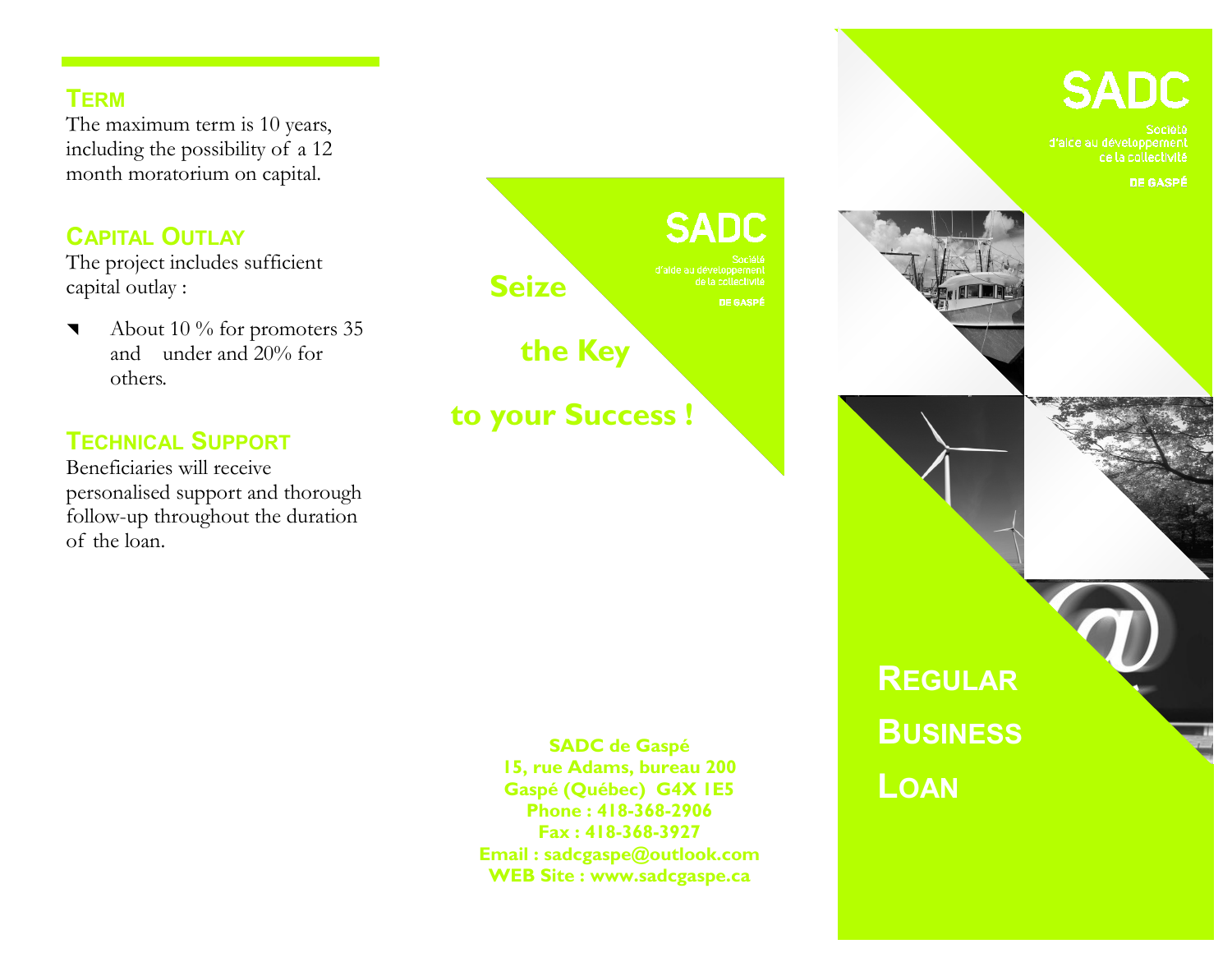## Term

The maximum term is 10 years, including the possibility of a 12 month moratorium on capital.

## Capital Outlay

The project includes sufficient capital outlay :

- About 10 % for promoters 35 and under and 20% for others.

## Technical Support

Beneficiaries will receive personalised support and thorough follow-up throughout the duration of the loan.

SADC

Société d'aide au développement de la collectivité

DE GASPÉ

**Seize**

**the Key**

**to your Success !**

**SADC de Gaspé**
**15, rue Adams, bureau 200**
**Gaspé (Québec) G4X 1E5**
**Phone : 418-368-2906**
**Fax : 418-368-3927**
**Email : sadcgaspe@outlook.com**
**WEB Site : www.sadcgaspe.ca**

SADC

Société d'aide au développement de la collectivité

DE GASPÉ

# Regular Business Loan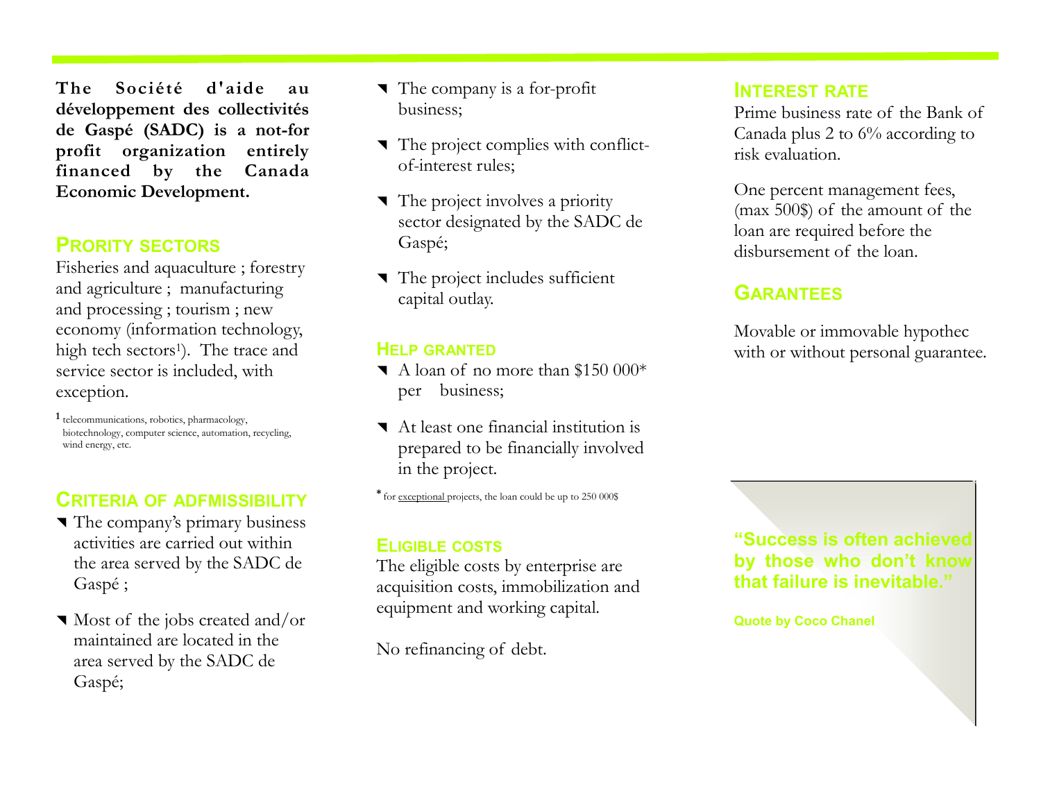**The Société d'aide au développement des collectivités de Gaspé (SADC) is a not-for profit organization entirely financed by the Canada Economic Development.**

## PRORITY SECTORS

Fisheries and aquaculture ; forestry and agriculture ; manufacturing and processing ; tourism ; new economy (information technology, high tech sectors[1]). The trace and service sector is included, with exception.

[1] telecommunications, robotics, pharmacology, biotechnology, computer science, automation, recycling, wind energy, etc.

## CRITERIA OF ADFMISSIBILITY

- The company's primary business activities are carried out within the area served by the SADC de Gaspé ;
- Most of the jobs created and/or maintained are located in the area served by the SADC de Gaspé;
- The company is a for-profit business;
- The project complies with conflict-of-interest rules;
- The project involves a priority sector designated by the SADC de Gaspé;
- The project includes sufficient capital outlay.

## HELP GRANTED

- A loan of no more than $150 000* per business;
- At least one financial institution is prepared to be financially involved in the project.

* for exceptional projects, the loan could be up to 250 000$

## ELIGIBLE COSTS

The eligible costs by enterprise are acquisition costs, immobilization and equipment and working capital.

No refinancing of debt.

## INTEREST RATE

Prime business rate of the Bank of Canada plus 2 to 6% according to risk evaluation.

One percent management fees, (max 500$) of the amount of the loan are required before the disbursement of the loan.

## GARANTEES

Movable or immovable hypothec with or without personal guarantee.

**"Success is often achieved by those who don't know that failure is inevitable."**

**Quote by Coco Chanel**